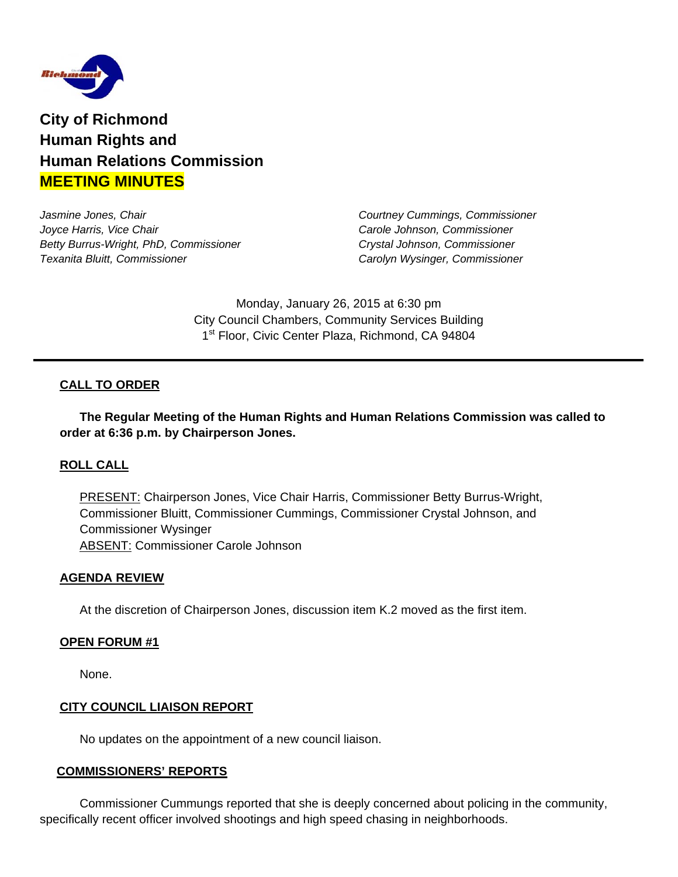# City of Richmond
# Human Rights and
# Human Relations Commission
# MEETING MINUTES

*Jasmine Jones, Chair*
*Joyce Harris, Vice Chair*
*Betty Burrus-Wright, PhD, Commissioner*
*Texanita Bluitt, Commissioner*
*Courtney Cummings, Commissioner*
*Carole Johnson, Commissioner*
*Crystal Johnson, Commissioner*
*Carolyn Wysinger, Commissioner*

Monday, January 26, 2015 at 6:30 pm
City Council Chambers, Community Services Building
1st Floor, Civic Center Plaza, Richmond, CA 94804

---

**CALL TO ORDER**

**The Regular Meeting of the Human Rights and Human Relations Commission was called to order at 6:36 p.m. by Chairperson Jones.**

**ROLL CALL**

PRESENT: Chairperson Jones, Vice Chair Harris, Commissioner Betty Burrus-Wright, Commissioner Bluitt, Commissioner Cummings, Commissioner Crystal Johnson, and Commissioner Wysinger
ABSENT: Commissioner Carole Johnson

**AGENDA REVIEW**

At the discretion of Chairperson Jones, discussion item K.2 moved as the first item.

**OPEN FORUM #1**

None.

**CITY COUNCIL LIAISON REPORT**

No updates on the appointment of a new council liaison.

**COMMISSIONERS' REPORTS**

Commissioner Cummungs reported that she is deeply concerned about policing in the community, specifically recent officer involved shootings and high speed chasing in neighborhoods.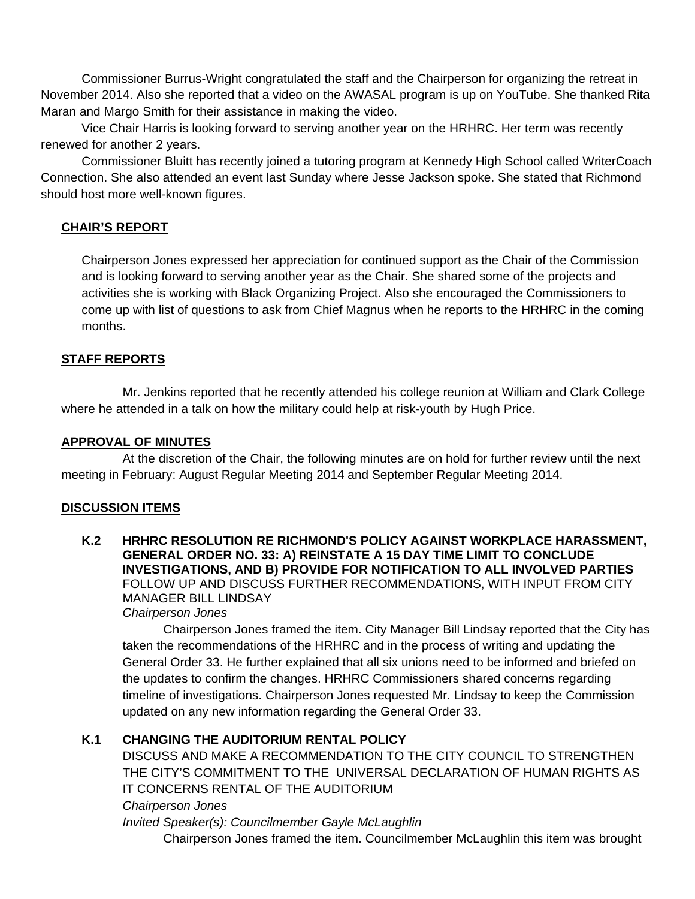Commissioner Burrus-Wright congratulated the staff and the Chairperson for organizing the retreat in November 2014. Also she reported that a video on the AWASAL program is up on YouTube. She thanked Rita Maran and Margo Smith for their assistance in making the video.

Vice Chair Harris is looking forward to serving another year on the HRHRC. Her term was recently renewed for another 2 years.

Commissioner Bluitt has recently joined a tutoring program at Kennedy High School called WriterCoach Connection. She also attended an event last Sunday where Jesse Jackson spoke. She stated that Richmond should host more well-known figures.

## CHAIR'S REPORT

Chairperson Jones expressed her appreciation for continued support as the Chair of the Commission and is looking forward to serving another year as the Chair. She shared some of the projects and activities she is working with Black Organizing Project. Also she encouraged the Commissioners to come up with list of questions to ask from Chief Magnus when he reports to the HRHRC in the coming months.

## STAFF REPORTS

Mr. Jenkins reported that he recently attended his college reunion at William and Clark College where he attended in a talk on how the military could help at risk-youth by Hugh Price.

## APPROVAL OF MINUTES

At the discretion of the Chair, the following minutes are on hold for further review until the next meeting in February: August Regular Meeting 2014 and September Regular Meeting 2014.

## DISCUSSION ITEMS

**K.2 HRHRC RESOLUTION RE RICHMOND'S POLICY AGAINST WORKPLACE HARASSMENT, GENERAL ORDER NO. 33: A) REINSTATE A 15 DAY TIME LIMIT TO CONCLUDE INVESTIGATIONS, AND B) PROVIDE FOR NOTIFICATION TO ALL INVOLVED PARTIES**
FOLLOW UP AND DISCUSS FURTHER RECOMMENDATIONS, WITH INPUT FROM CITY MANAGER BILL LINDSAY
*Chairperson Jones*

Chairperson Jones framed the item. City Manager Bill Lindsay reported that the City has taken the recommendations of the HRHRC and in the process of writing and updating the General Order 33. He further explained that all six unions need to be informed and briefed on the updates to confirm the changes. HRHRC Commissioners shared concerns regarding timeline of investigations. Chairperson Jones requested Mr. Lindsay to keep the Commission updated on any new information regarding the General Order 33.

**K.1 CHANGING THE AUDITORIUM RENTAL POLICY**
DISCUSS AND MAKE A RECOMMENDATION TO THE CITY COUNCIL TO STRENGTHEN THE CITY'S COMMITMENT TO THE UNIVERSAL DECLARATION OF HUMAN RIGHTS AS IT CONCERNS RENTAL OF THE AUDITORIUM
*Chairperson Jones*
*Invited Speaker(s): Councilmember Gayle McLaughlin*

Chairperson Jones framed the item. Councilmember McLaughlin this item was brought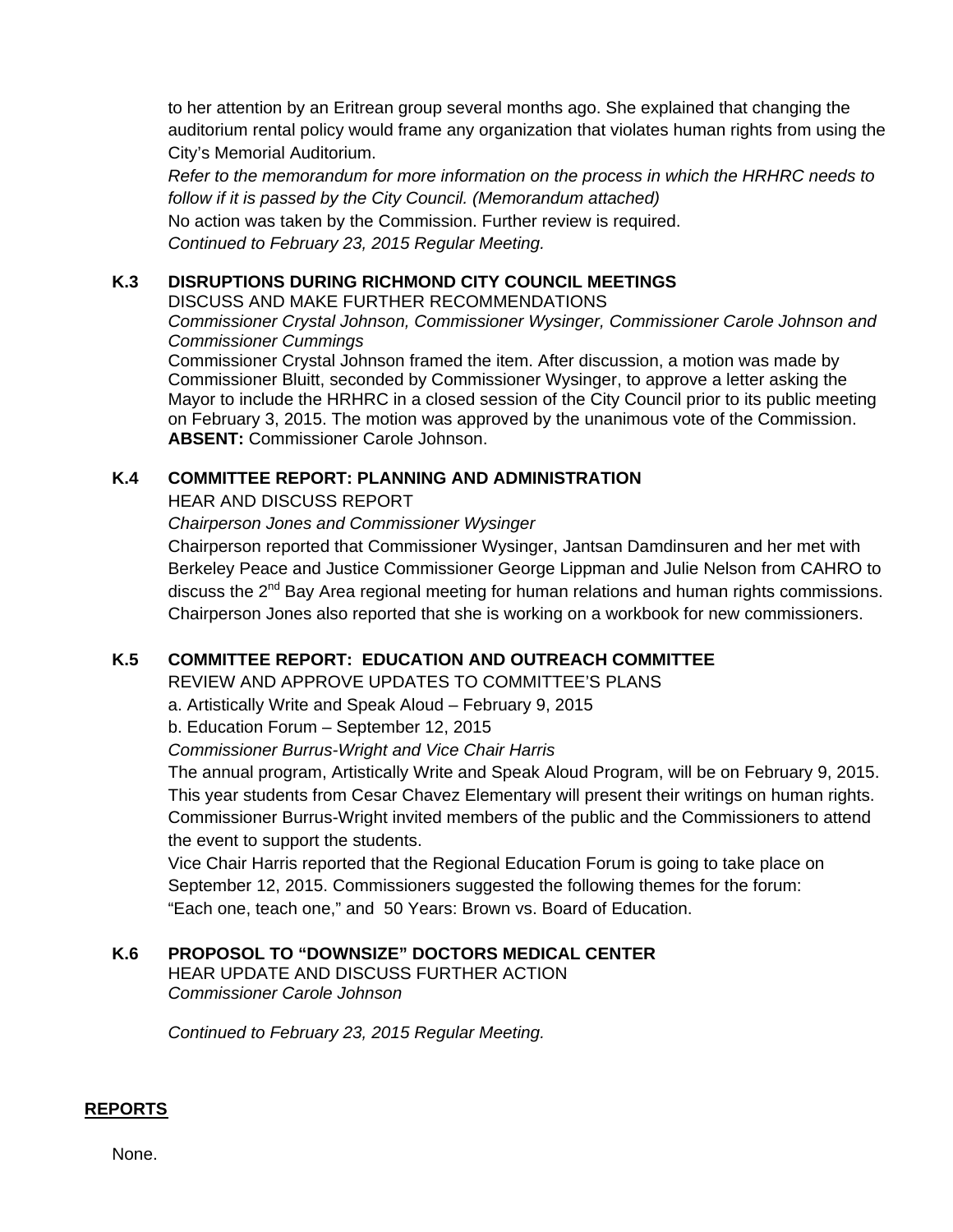to her attention by an Eritrean group several months ago. She explained that changing the auditorium rental policy would frame any organization that violates human rights from using the City's Memorial Auditorium.

*Refer to the memorandum for more information on the process in which the HRHRC needs to follow if it is passed by the City Council. (Memorandum attached)*

No action was taken by the Commission. Further review is required.

*Continued to February 23, 2015 Regular Meeting.*

**K.3 DISRUPTIONS DURING RICHMOND CITY COUNCIL MEETINGS**

DISCUSS AND MAKE FURTHER RECOMMENDATIONS

*Commissioner Crystal Johnson, Commissioner Wysinger, Commissioner Carole Johnson and Commissioner Cummings*

Commissioner Crystal Johnson framed the item. After discussion, a motion was made by Commissioner Bluitt, seconded by Commissioner Wysinger, to approve a letter asking the Mayor to include the HRHRC in a closed session of the City Council prior to its public meeting on February 3, 2015. The motion was approved by the unanimous vote of the Commission. **ABSENT:** Commissioner Carole Johnson.

**K.4 COMMITTEE REPORT: PLANNING AND ADMINISTRATION**

HEAR AND DISCUSS REPORT

*Chairperson Jones and Commissioner Wysinger*

Chairperson reported that Commissioner Wysinger, Jantsan Damdinsuren and her met with Berkeley Peace and Justice Commissioner George Lippman and Julie Nelson from CAHRO to discuss the 2nd Bay Area regional meeting for human relations and human rights commissions. Chairperson Jones also reported that she is working on a workbook for new commissioners.

**K.5 COMMITTEE REPORT: EDUCATION AND OUTREACH COMMITTEE**

REVIEW AND APPROVE UPDATES TO COMMITTEE'S PLANS

a. Artistically Write and Speak Aloud – February 9, 2015

b. Education Forum – September 12, 2015

*Commissioner Burrus-Wright and Vice Chair Harris*

The annual program, Artistically Write and Speak Aloud Program, will be on February 9, 2015. This year students from Cesar Chavez Elementary will present their writings on human rights. Commissioner Burrus-Wright invited members of the public and the Commissioners to attend the event to support the students.

Vice Chair Harris reported that the Regional Education Forum is going to take place on September 12, 2015. Commissioners suggested the following themes for the forum: "Each one, teach one," and 50 Years: Brown vs. Board of Education.

**K.6 PROPOSOL TO "DOWNSIZE" DOCTORS MEDICAL CENTER**

HEAR UPDATE AND DISCUSS FURTHER ACTION

*Commissioner Carole Johnson*

*Continued to February 23, 2015 Regular Meeting.*

## REPORTS

None.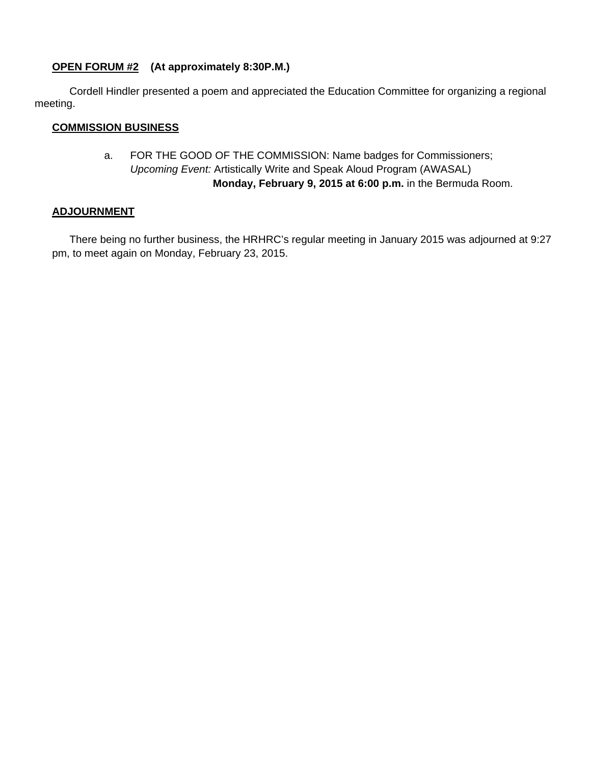**OPEN FORUM #2 (At approximately 8:30P.M.)**

Cordell Hindler presented a poem and appreciated the Education Committee for organizing a regional meeting.

**COMMISSION BUSINESS**

a. FOR THE GOOD OF THE COMMISSION: Name badges for Commissioners; *Upcoming Event:* Artistically Write and Speak Aloud Program (AWASAL) **Monday, February 9, 2015 at 6:00 p.m.** in the Bermuda Room.

**ADJOURNMENT**

There being no further business, the HRHRC's regular meeting in January 2015 was adjourned at 9:27 pm, to meet again on Monday, February 23, 2015.